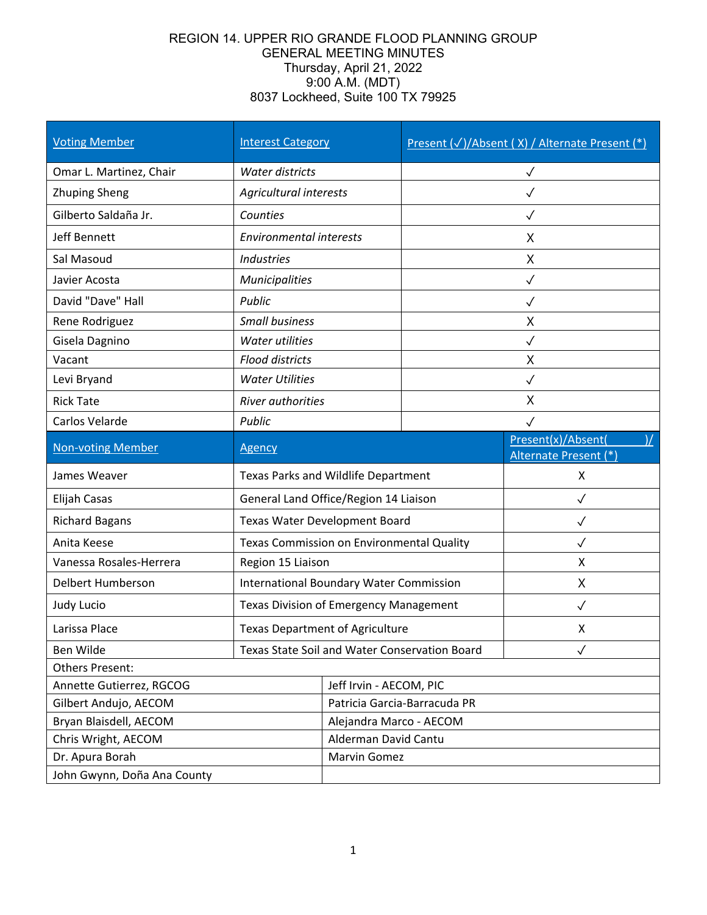# REGION 14. UPPER RIO GRANDE FLOOD PLANNING GROUP
## GENERAL MEETING MINUTES
Thursday, April 21, 2022
9:00 A.M. (MDT)
8037 Lockheed, Suite 100 TX 79925

| Voting Member | Interest Category | Present (✓)/Absent ( X) / Alternate Present (*) |
|---|---|---|
| Omar L. Martinez, Chair | *Water districts* | ✓ |
| Zhuping Sheng | *Agricultural interests* | ✓ |
| Gilberto Saldaña Jr. | *Counties* | ✓ |
| Jeff Bennett | *Environmental interests* | X |
| Sal Masoud | *Industries* | X |
| Javier Acosta | *Municipalities* | ✓ |
| David "Dave" Hall | *Public* | ✓ |
| Rene Rodriguez | *Small business* | X |
| Gisela Dagnino | *Water utilities* | ✓ |
| Vacant | *Flood districts* | X |
| Levi Bryand | *Water Utilities* | ✓ |
| Rick Tate | *River authorities* | X |
| Carlos Velarde | *Public* | ✓ |

| Non-voting Member | Agency | Present(x)/Absent( )/ Alternate Present (*) |
|---|---|---|
| James Weaver | Texas Parks and Wildlife Department | X |
| Elijah Casas | General Land Office/Region 14 Liaison | ✓ |
| Richard Bagans | Texas Water Development Board | ✓ |
| Anita Keese | Texas Commission on Environmental Quality | ✓ |
| Vanessa Rosales-Herrera | Region 15 Liaison | X |
| Delbert Humberson | International Boundary Water Commission | X |
| Judy Lucio | Texas Division of Emergency Management | ✓ |
| Larissa Place | Texas Department of Agriculture | X |
| Ben Wilde | Texas State Soil and Water Conservation Board | ✓ |

| Others Present: | |
|---|---|
| Annette Gutierrez, RGCOG | Jeff Irvin - AECOM, PIC |
| Gilbert Andujo, AECOM | Patricia Garcia-Barracuda PR |
| Bryan Blaisdell, AECOM | Alejandra Marco - AECOM |
| Chris Wright, AECOM | Alderman David Cantu |
| Dr. Apura Borah | Marvin Gomez |
| John Gwynn, Doña Ana County | |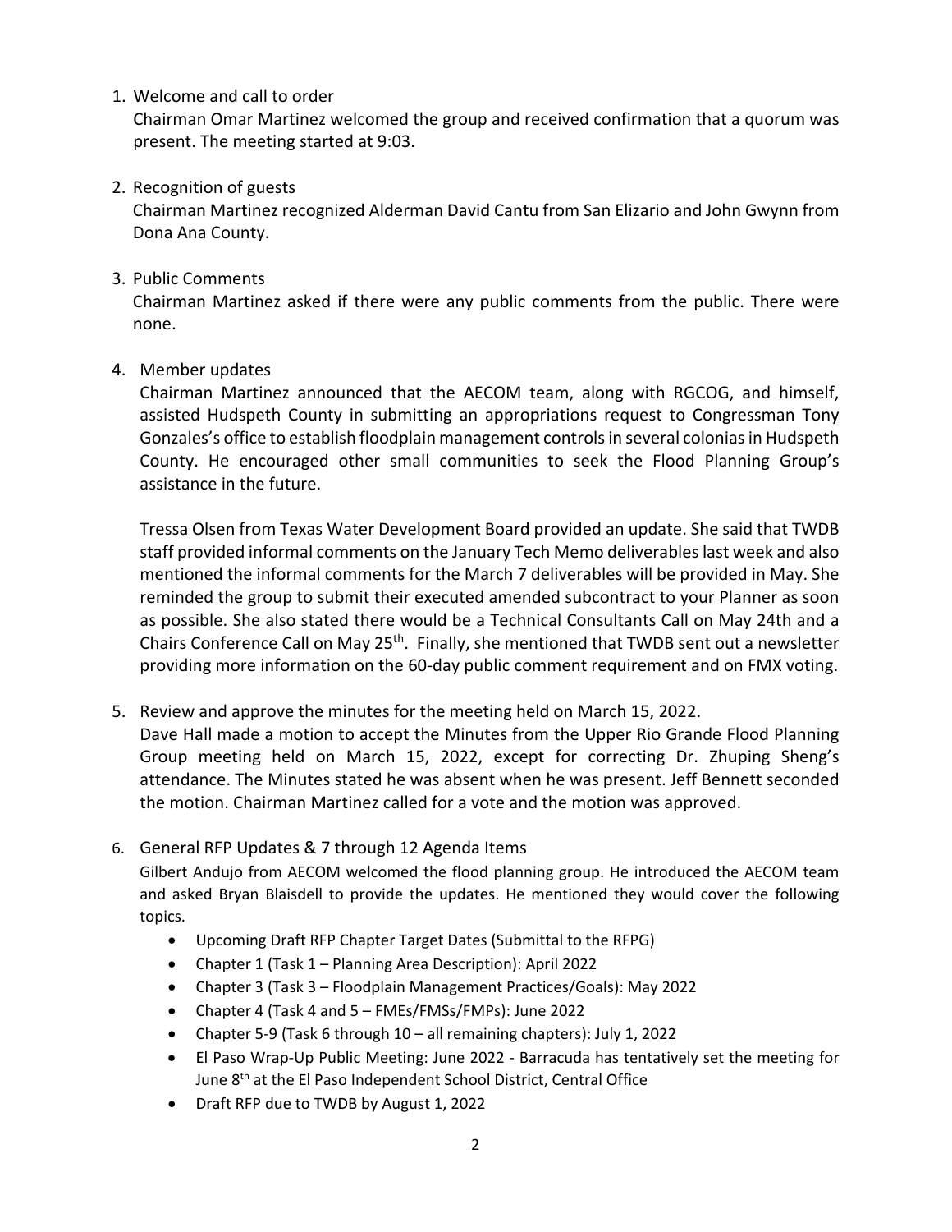1. Welcome and call to order

   Chairman Omar Martinez welcomed the group and received confirmation that a quorum was present. The meeting started at 9:03.

2. Recognition of guests

   Chairman Martinez recognized Alderman David Cantu from San Elizario and John Gwynn from Dona Ana County.

3. Public Comments

   Chairman Martinez asked if there were any public comments from the public. There were none.

4. Member updates

   Chairman Martinez announced that the AECOM team, along with RGCOG, and himself, assisted Hudspeth County in submitting an appropriations request to Congressman Tony Gonzales's office to establish floodplain management controls in several colonias in Hudspeth County. He encouraged other small communities to seek the Flood Planning Group's assistance in the future.

   Tressa Olsen from Texas Water Development Board provided an update. She said that TWDB staff provided informal comments on the January Tech Memo deliverables last week and also mentioned the informal comments for the March 7 deliverables will be provided in May. She reminded the group to submit their executed amended subcontract to your Planner as soon as possible. She also stated there would be a Technical Consultants Call on May 24th and a Chairs Conference Call on May 25th. Finally, she mentioned that TWDB sent out a newsletter providing more information on the 60-day public comment requirement and on FMX voting.

5. Review and approve the minutes for the meeting held on March 15, 2022.

   Dave Hall made a motion to accept the Minutes from the Upper Rio Grande Flood Planning Group meeting held on March 15, 2022, except for correcting Dr. Zhuping Sheng's attendance. The Minutes stated he was absent when he was present. Jeff Bennett seconded the motion. Chairman Martinez called for a vote and the motion was approved.

6. General RFP Updates & 7 through 12 Agenda Items

   Gilbert Andujo from AECOM welcomed the flood planning group. He introduced the AECOM team and asked Bryan Blaisdell to provide the updates. He mentioned they would cover the following topics.

   - Upcoming Draft RFP Chapter Target Dates (Submittal to the RFPG)
   - Chapter 1 (Task 1 – Planning Area Description): April 2022
   - Chapter 3 (Task 3 – Floodplain Management Practices/Goals): May 2022
   - Chapter 4 (Task 4 and 5 – FMEs/FMSs/FMPs): June 2022
   - Chapter 5-9 (Task 6 through 10 – all remaining chapters): July 1, 2022
   - El Paso Wrap-Up Public Meeting: June 2022 - Barracuda has tentatively set the meeting for June 8th at the El Paso Independent School District, Central Office
   - Draft RFP due to TWDB by August 1, 2022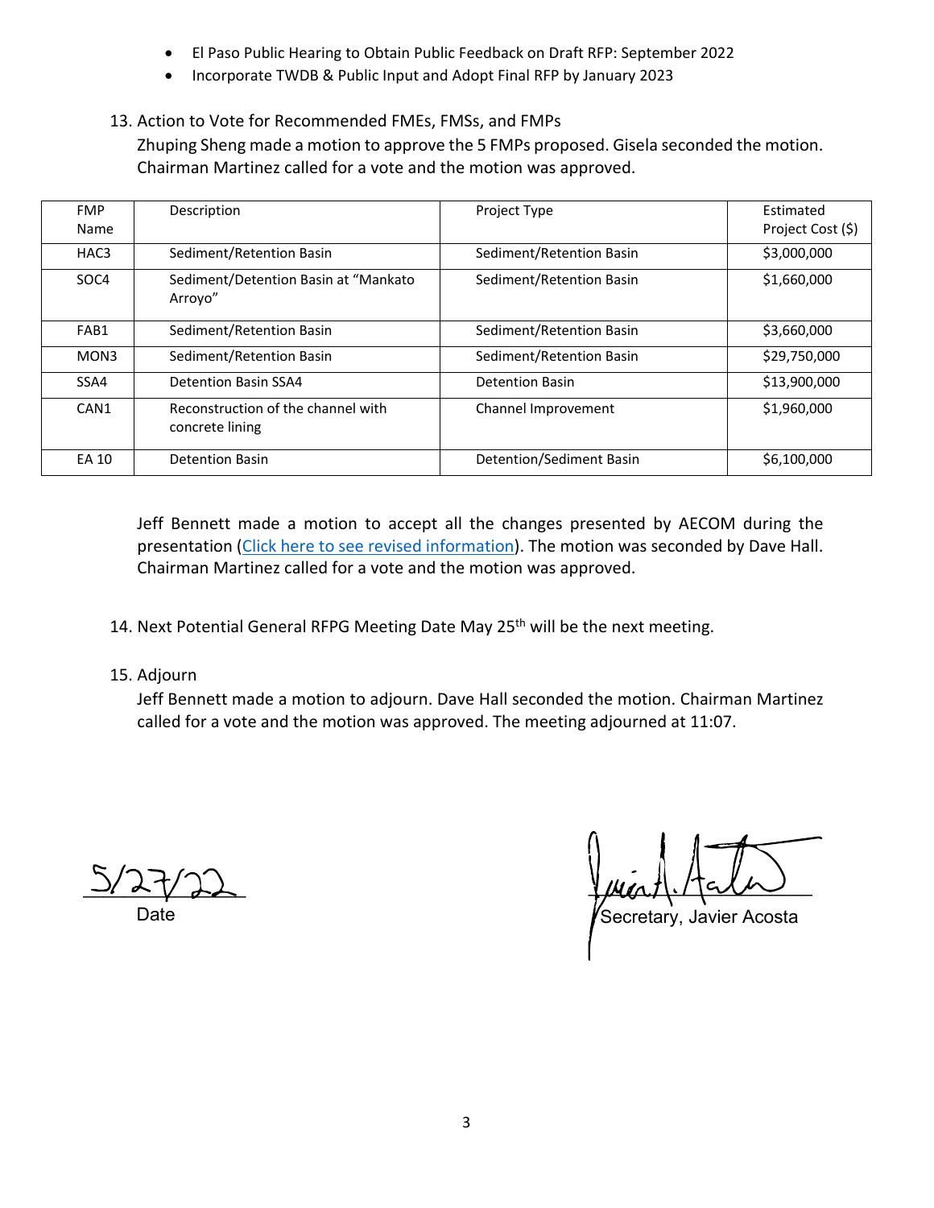- El Paso Public Hearing to Obtain Public Feedback on Draft RFP: September 2022
- Incorporate TWDB & Public Input and Adopt Final RFP by January 2023

13. Action to Vote for Recommended FMEs, FMSs, and FMPs

    Zhuping Sheng made a motion to approve the 5 FMPs proposed. Gisela seconded the motion. Chairman Martinez called for a vote and the motion was approved.

| FMP Name | Description | Project Type | Estimated Project Cost ($) |
|---|---|---|---|
| HAC3 | Sediment/Retention Basin | Sediment/Retention Basin | $3,000,000 |
| SOC4 | Sediment/Detention Basin at "Mankato Arroyo" | Sediment/Retention Basin | $1,660,000 |
| FAB1 | Sediment/Retention Basin | Sediment/Retention Basin | $3,660,000 |
| MON3 | Sediment/Retention Basin | Sediment/Retention Basin | $29,750,000 |
| SSA4 | Detention Basin SSA4 | Detention Basin | $13,900,000 |
| CAN1 | Reconstruction of the channel with concrete lining | Channel Improvement | $1,960,000 |
| EA 10 | Detention Basin | Detention/Sediment Basin | $6,100,000 |

Jeff Bennett made a motion to accept all the changes presented by AECOM during the presentation (Click here to see revised information). The motion was seconded by Dave Hall. Chairman Martinez called for a vote and the motion was approved.

14. Next Potential General RFPG Meeting Date May 25th will be the next meeting.

15. Adjourn

    Jeff Bennett made a motion to adjourn. Dave Hall seconded the motion. Chairman Martinez called for a vote and the motion was approved. The meeting adjourned at 11:07.

5/27/22
Date

Secretary, Javier Acosta